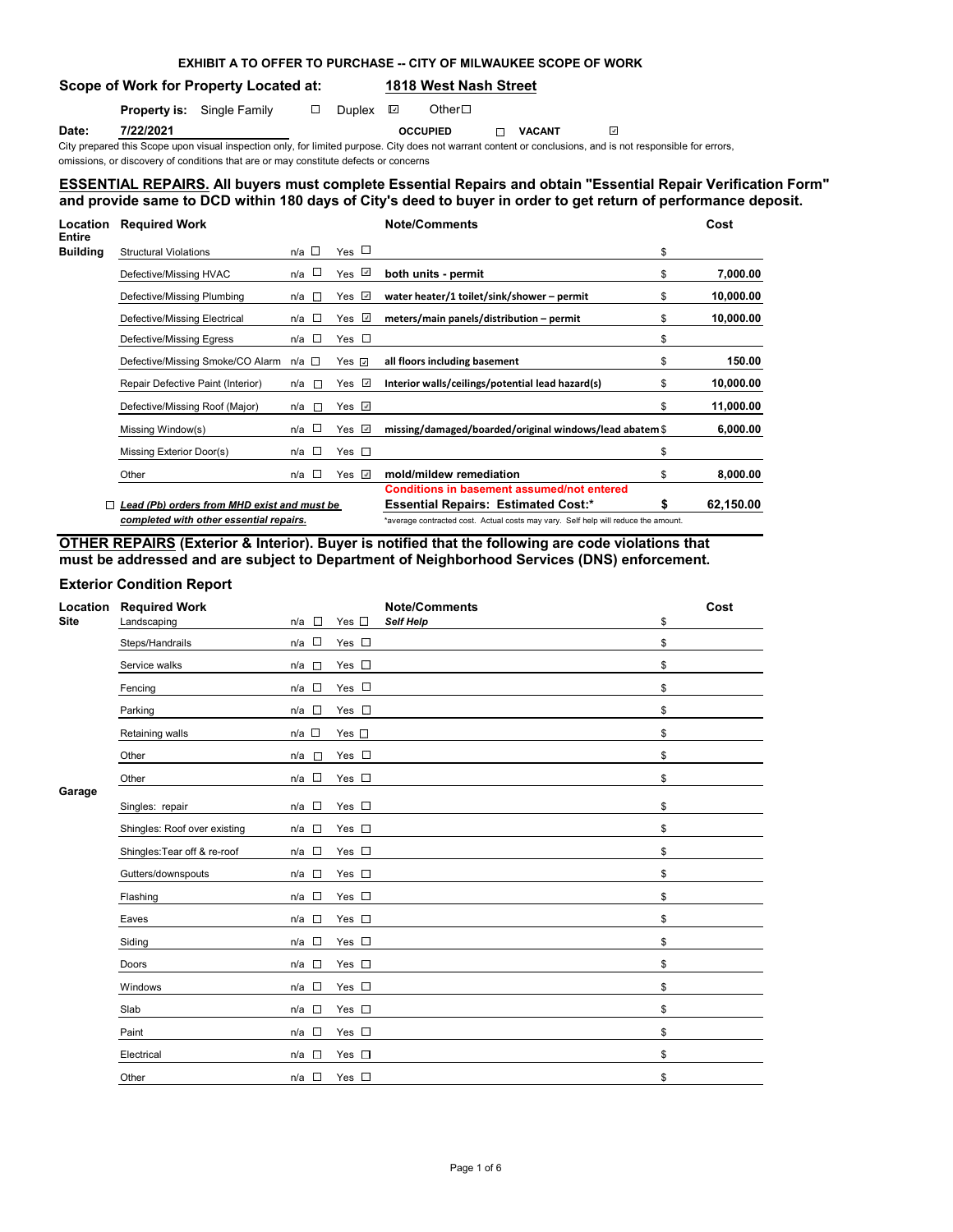**EXHIBIT A TO OFFER TO PURCHASE -- CITY OF MILWAUKEE SCOPE OF WORK**

**Scope of Work for Property Located at:** **1818 West Nash Street**

**Property is:** Single Family ☐ Duplex ☑ Other☐

**Date:** **7/22/2021** **OCCUPIED** ☐ **VACANT** ☑

City prepared this Scope upon visual inspection only, for limited purpose. City does not warrant content or conclusions, and is not responsible for errors, omissions, or discovery of conditions that are or may constitute defects or concerns

## ESSENTIAL REPAIRS. All buyers must complete Essential Repairs and obtain "Essential Repair Verification Form" and provide same to DCD within 180 days of City's deed to buyer in order to get return of performance deposit.

| Location | Required Work | n/a | Yes | Note/Comments | Cost |
|---|---|---|---|---|---|
| Entire Building | Structural Violations | ☐ | ☐ | | $ |
| | Defective/Missing HVAC | ☐ | ☑ | both units - permit | $ 7,000.00 |
| | Defective/Missing Plumbing | ☐ | ☑ | water heater/1 toilet/sink/shower – permit | $ 10,000.00 |
| | Defective/Missing Electrical | ☐ | ☑ | meters/main panels/distribution – permit | $ 10,000.00 |
| | Defective/Missing Egress | ☐ | ☐ | | $ |
| | Defective/Missing Smoke/CO Alarm | ☐ | ☑ | all floors including basement | $ 150.00 |
| | Repair Defective Paint (Interior) | ☐ | ☑ | Interior walls/ceilings/potential lead hazard(s) | $ 10,000.00 |
| | Defective/Missing Roof (Major) | ☐ | ☑ | | $ 11,000.00 |
| | Missing Window(s) | ☐ | ☑ | missing/damaged/boarded/original windows/lead abatem | $ 6,000.00 |
| | Missing Exterior Door(s) | ☐ | ☐ | | $ |
| | Other | ☐ | ☑ | mold/mildew remediation | $ 8,000.00 |
| | ☐ *Lead (Pb) orders from MHD exist and must be completed with other essential repairs.* | | | Conditions in basement assumed/not entered<br>**Essential Repairs: Estimated Cost:*** | **$ 62,150.00** |

*average contracted cost. Actual costs may vary. Self help will reduce the amount.

## OTHER REPAIRS (Exterior & Interior). Buyer is notified that the following are code violations that must be addressed and are subject to Department of Neighborhood Services (DNS) enforcement.

### Exterior Condition Report

| Location | Required Work | n/a | Yes | Note/Comments | Cost |
|---|---|---|---|---|---|
| Site | Landscaping | ☐ | ☐ | *Self Help* | $ |
| | Steps/Handrails | ☐ | ☐ | | $ |
| | Service walks | ☐ | ☐ | | $ |
| | Fencing | ☐ | ☐ | | $ |
| | Parking | ☐ | ☐ | | $ |
| | Retaining walls | ☐ | ☐ | | $ |
| | Other | ☐ | ☐ | | $ |
| | Other | ☐ | ☐ | | $ |
| Garage | Singles: repair | ☐ | ☐ | | $ |
| | Shingles: Roof over existing | ☐ | ☐ | | $ |
| | Shingles:Tear off & re-roof | ☐ | ☐ | | $ |
| | Gutters/downspouts | ☐ | ☐ | | $ |
| | Flashing | ☐ | ☐ | | $ |
| | Eaves | ☐ | ☐ | | $ |
| | Siding | ☐ | ☐ | | $ |
| | Doors | ☐ | ☐ | | $ |
| | Windows | ☐ | ☐ | | $ |
| | Slab | ☐ | ☐ | | $ |
| | Paint | ☐ | ☐ | | $ |
| | Electrical | ☐ | ☐ | | $ |
| | Other | ☐ | ☐ | | $ |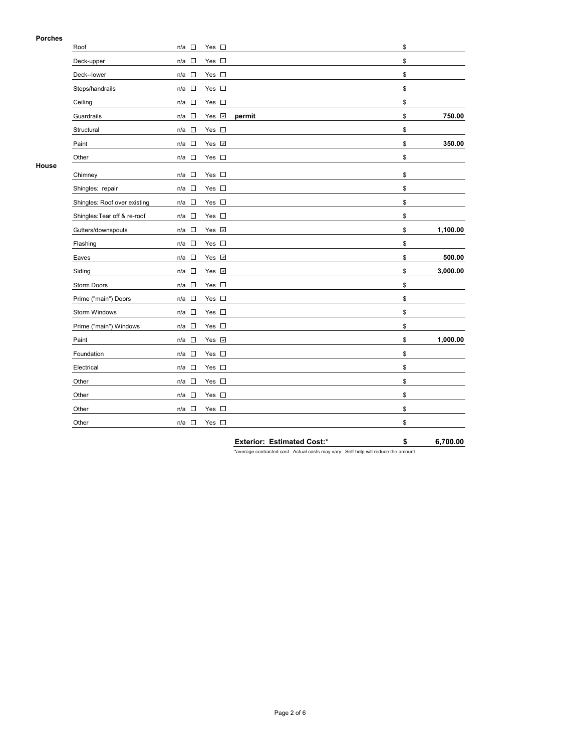**Porches**

| Item | n/a | Yes | Notes | Cost |
|---|---|---|---|---|
| Roof | ☐ | ☐ | | $ |
| Deck-upper | ☐ | ☐ | | $ |
| Deck--lower | ☐ | ☐ | | $ |
| Steps/handrails | ☐ | ☐ | | $ |
| Ceiling | ☐ | ☐ | | $ |
| Guardrails | ☐ | ☑ | **permit** | $ **750.00** |
| Structural | ☐ | ☐ | | $ |
| Paint | ☐ | ☑ | | $ **350.00** |
| Other | ☐ | ☐ | | $ |

**House**

| Item | n/a | Yes | Notes | Cost |
|---|---|---|---|---|
| Chimney | ☐ | ☐ | | $ |
| Shingles: repair | ☐ | ☐ | | $ |
| Shingles: Roof over existing | ☐ | ☐ | | $ |
| Shingles:Tear off & re-roof | ☐ | ☐ | | $ |
| Gutters/downspouts | ☐ | ☑ | | $ **1,100.00** |
| Flashing | ☐ | ☐ | | $ |
| Eaves | ☐ | ☑ | | $ **500.00** |
| Siding | ☐ | ☑ | | $ **3,000.00** |
| Storm Doors | ☐ | ☐ | | $ |
| Prime ("main") Doors | ☐ | ☐ | | $ |
| Storm Windows | ☐ | ☐ | | $ |
| Prime ("main") Windows | ☐ | ☐ | | $ |
| Paint | ☐ | ☑ | | $ **1,000.00** |
| Foundation | ☐ | ☐ | | $ |
| Electrical | ☐ | ☐ | | $ |
| Other | ☐ | ☐ | | $ |
| Other | ☐ | ☐ | | $ |
| Other | ☐ | ☐ | | $ |
| Other | ☐ | ☐ | | $ |

**Exterior: Estimated Cost:*** **$ 6,700.00**

*average contracted cost. Actual costs may vary. Self help will reduce the amount.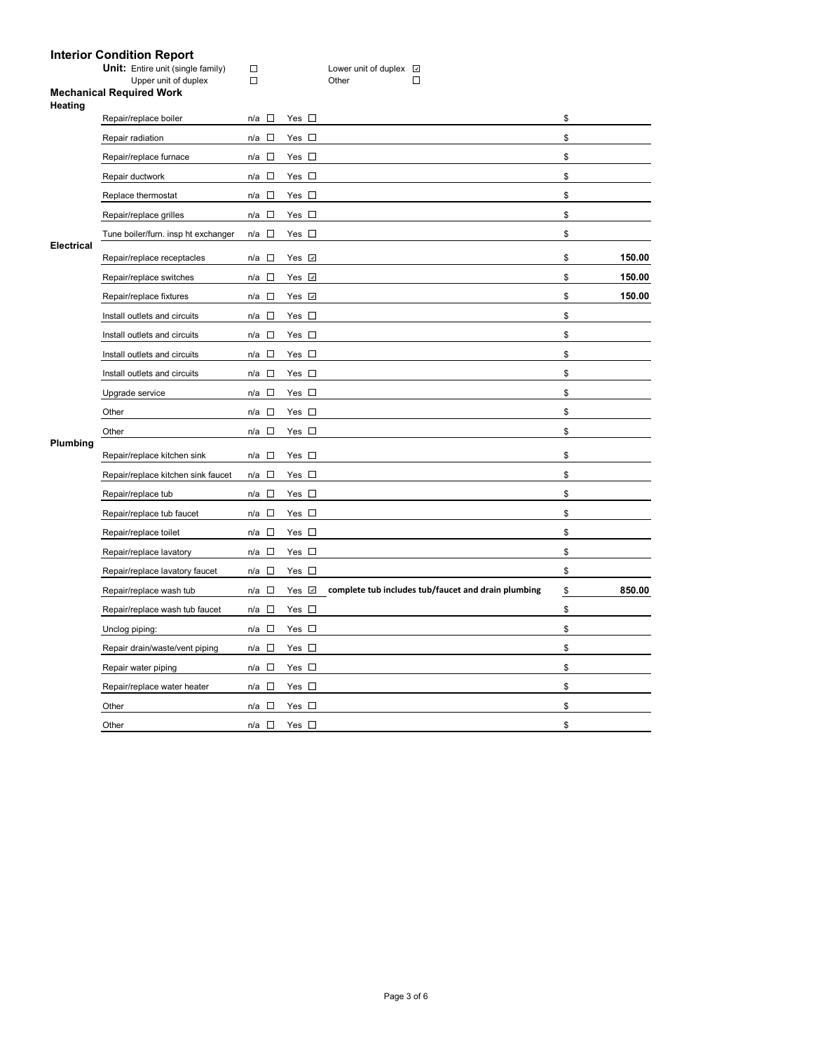# Interior Condition Report

**Unit:** Entire unit (single family) ☐ Lower unit of duplex ☑
Upper unit of duplex ☐ Other ☐

## Mechanical Required Work

| Category | Item | n/a | Yes | Description | Cost |
|---|---|---|---|---|---|
| **Heating** | Repair/replace boiler | ☐ | ☐ | | $ |
| | Repair radiation | ☐ | ☐ | | $ |
| | Repair/replace furnace | ☐ | ☐ | | $ |
| | Repair ductwork | ☐ | ☐ | | $ |
| | Replace thermostat | ☐ | ☐ | | $ |
| | Repair/replace grilles | ☐ | ☐ | | $ |
| | Tune boiler/furn. insp ht exchanger | ☐ | ☐ | | $ |
| **Electrical** | Repair/replace receptacles | ☐ | ☑ | | $ 150.00 |
| | Repair/replace switches | ☐ | ☑ | | $ 150.00 |
| | Repair/replace fixtures | ☐ | ☑ | | $ 150.00 |
| | Install outlets and circuits | ☐ | ☐ | | $ |
| | Install outlets and circuits | ☐ | ☐ | | $ |
| | Install outlets and circuits | ☐ | ☐ | | $ |
| | Install outlets and circuits | ☐ | ☐ | | $ |
| | Upgrade service | ☐ | ☐ | | $ |
| | Other | ☐ | ☐ | | $ |
| | Other | ☐ | ☐ | | $ |
| **Plumbing** | Repair/replace kitchen sink | ☐ | ☐ | | $ |
| | Repair/replace kitchen sink faucet | ☐ | ☐ | | $ |
| | Repair/replace tub | ☐ | ☐ | | $ |
| | Repair/replace tub faucet | ☐ | ☐ | | $ |
| | Repair/replace toilet | ☐ | ☐ | | $ |
| | Repair/replace lavatory | ☐ | ☐ | | $ |
| | Repair/replace lavatory faucet | ☐ | ☐ | | $ |
| | Repair/replace wash tub | ☐ | ☑ | **complete tub includes tub/faucet and drain plumbing** | $ 850.00 |
| | Repair/replace wash tub faucet | ☐ | ☐ | | $ |
| | Unclog piping: | ☐ | ☐ | | $ |
| | Repair drain/waste/vent piping | ☐ | ☐ | | $ |
| | Repair water piping | ☐ | ☐ | | $ |
| | Repair/replace water heater | ☐ | ☐ | | $ |
| | Other | ☐ | ☐ | | $ |
| | Other | ☐ | ☐ | | $ |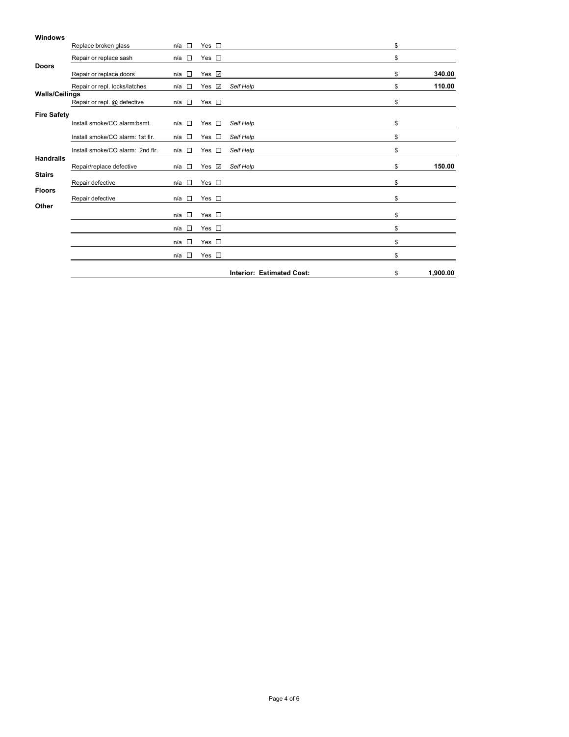| Category | Item | n/a | Yes | Notes | Cost |
|---|---|---|---|---|---|
| **Windows** | Replace broken glass | ☐ | ☐ | | $ |
| | Repair or replace sash | ☐ | ☐ | | $ |
| **Doors** | Repair or replace doors | ☐ | ☑ | | $ **340.00** |
| | Repair or repl. locks/latches | ☐ | ☑ | *Self Help* | $ **110.00** |
| **Walls/Ceilings** | Repair or repl. @ defective | ☐ | ☐ | | $ |
| **Fire Safety** | Install smoke/CO alarm:bsmt. | ☐ | ☐ | *Self Help* | $ |
| | Install smoke/CO alarm: 1st flr. | ☐ | ☐ | *Self Help* | $ |
| | Install smoke/CO alarm: 2nd flr. | ☐ | ☐ | *Self Help* | $ |
| **Handrails** | Repair/replace defective | ☐ | ☑ | *Self Help* | $ **150.00** |
| **Stairs** | Repair defective | ☐ | ☐ | | $ |
| **Floors** | Repair defective | ☐ | ☐ | | $ |
| **Other** | | ☐ | ☐ | | $ |
| | | ☐ | ☐ | | $ |
| | | ☐ | ☐ | | $ |
| | | ☐ | ☐ | | $ |
| | | | | **Interior: Estimated Cost:** | $ **1,900.00** |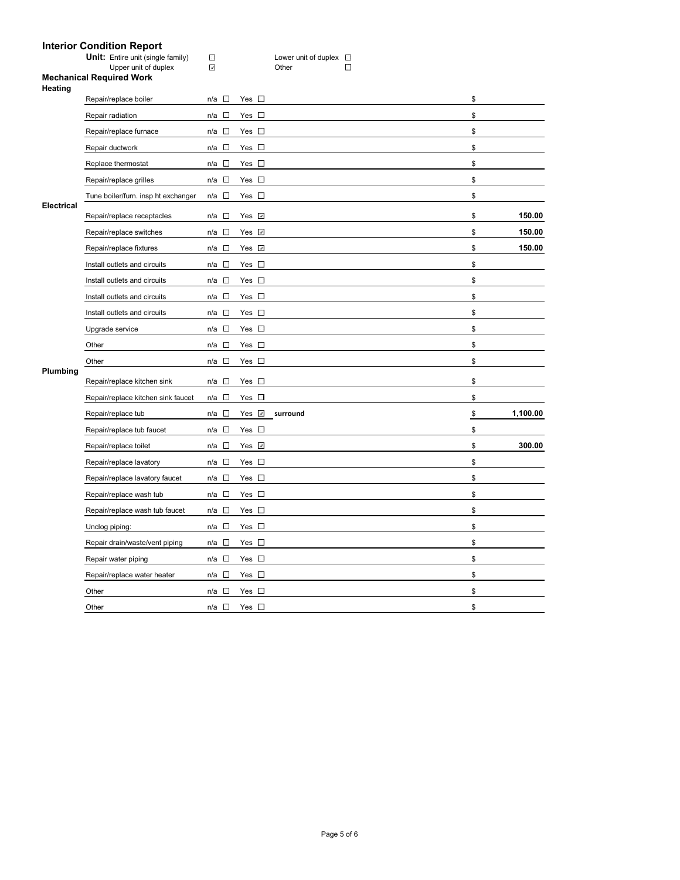## Interior Condition Report

**Unit:** Entire unit (single family) ☐ Lower unit of duplex ☐
Upper unit of duplex ☑ Other ☐

### Mechanical Required Work

**Heating**

| Item | n/a | Yes | Notes | Cost |
|---|---|---|---|---|
| Repair/replace boiler | ☐ | ☐ | | $ |
| Repair radiation | ☐ | ☐ | | $ |
| Repair/replace furnace | ☐ | ☐ | | $ |
| Repair ductwork | ☐ | ☐ | | $ |
| Replace thermostat | ☐ | ☐ | | $ |
| Repair/replace grilles | ☐ | ☐ | | $ |
| Tune boiler/furn. insp ht exchanger | ☐ | ☐ | | $ |

**Electrical**

| Item | n/a | Yes | Notes | Cost |
|---|---|---|---|---|
| Repair/replace receptacles | ☐ | ☑ | | $ 150.00 |
| Repair/replace switches | ☐ | ☑ | | $ 150.00 |
| Repair/replace fixtures | ☐ | ☑ | | $ 150.00 |
| Install outlets and circuits | ☐ | ☐ | | $ |
| Install outlets and circuits | ☐ | ☐ | | $ |
| Install outlets and circuits | ☐ | ☐ | | $ |
| Install outlets and circuits | ☐ | ☐ | | $ |
| Upgrade service | ☐ | ☐ | | $ |
| Other | ☐ | ☐ | | $ |
| Other | ☐ | ☐ | | $ |

**Plumbing**

| Item | n/a | Yes | Notes | Cost |
|---|---|---|---|---|
| Repair/replace kitchen sink | ☐ | ☐ | | $ |
| Repair/replace kitchen sink faucet | ☐ | ☐ | | $ |
| Repair/replace tub | ☐ | ☑ | surround | $ 1,100.00 |
| Repair/replace tub faucet | ☐ | ☐ | | $ |
| Repair/replace toilet | ☐ | ☑ | | $ 300.00 |
| Repair/replace lavatory | ☐ | ☐ | | $ |
| Repair/replace lavatory faucet | ☐ | ☐ | | $ |
| Repair/replace wash tub | ☐ | ☐ | | $ |
| Repair/replace wash tub faucet | ☐ | ☐ | | $ |
| Unclog piping: | ☐ | ☐ | | $ |
| Repair drain/waste/vent piping | ☐ | ☐ | | $ |
| Repair water piping | ☐ | ☐ | | $ |
| Repair/replace water heater | ☐ | ☐ | | $ |
| Other | ☐ | ☐ | | $ |
| Other | ☐ | ☐ | | $ |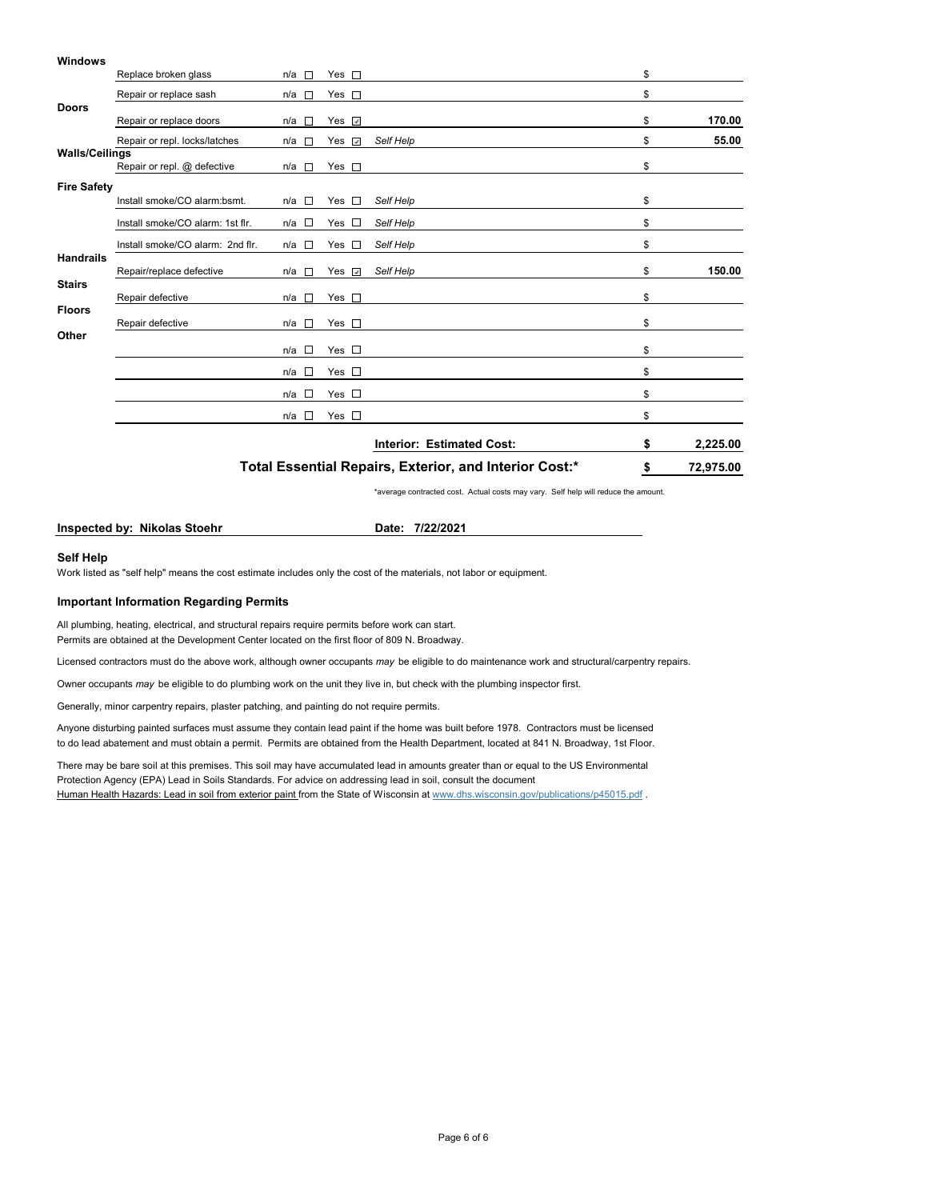| | | | | | |
|---|---|---|---|---|---|
| **Windows** | | | | | |
| | Replace broken glass | n/a ☐ | Yes ☐ | | $ |
| | Repair or replace sash | n/a ☐ | Yes ☐ | | $ |
| **Doors** | | | | | |
| | Repair or replace doors | n/a ☐ | Yes ☑ | | $ 170.00 |
| | Repair or repl. locks/latches | n/a ☐ | Yes ☑ | *Self Help* | $ 55.00 |
| **Walls/Ceilings** | | | | | |
| | Repair or repl. @ defective | n/a ☐ | Yes ☐ | | $ |
| **Fire Safety** | | | | | |
| | Install smoke/CO alarm:bsmt. | n/a ☐ | Yes ☐ | *Self Help* | $ |
| | Install smoke/CO alarm: 1st flr. | n/a ☐ | Yes ☐ | *Self Help* | $ |
| | Install smoke/CO alarm: 2nd flr. | n/a ☐ | Yes ☐ | *Self Help* | $ |
| **Handrails** | | | | | |
| | Repair/replace defective | n/a ☐ | Yes ☑ | *Self Help* | $ 150.00 |
| **Stairs** | | | | | |
| | Repair defective | n/a ☐ | Yes ☐ | | $ |
| **Floors** | | | | | |
| | Repair defective | n/a ☐ | Yes ☐ | | $ |
| **Other** | | | | | |
| | | n/a ☐ | Yes ☐ | | $ |
| | | n/a ☐ | Yes ☐ | | $ |
| | | n/a ☐ | Yes ☐ | | $ |
| | | n/a ☐ | Yes ☐ | | $ |
| | | | | **Interior: Estimated Cost:** | **$ 2,225.00** |
| | | | | **Total Essential Repairs, Exterior, and Interior Cost:*** | **$ 72,975.00** |

*average contracted cost. Actual costs may vary. Self help will reduce the amount.

**Inspected by: Nikolas Stoehr** **Date: 7/22/2021**

### Self Help

Work listed as "self help" means the cost estimate includes only the cost of the materials, not labor or equipment.

### Important Information Regarding Permits

All plumbing, heating, electrical, and structural repairs require permits before work can start.
Permits are obtained at the Development Center located on the first floor of 809 N. Broadway.

Licensed contractors must do the above work, although owner occupants *may* be eligible to do maintenance work and structural/carpentry repairs.

Owner occupants *may* be eligible to do plumbing work on the unit they live in, but check with the plumbing inspector first.

Generally, minor carpentry repairs, plaster patching, and painting do not require permits.

Anyone disturbing painted surfaces must assume they contain lead paint if the home was built before 1978. Contractors must be licensed to do lead abatement and must obtain a permit. Permits are obtained from the Health Department, located at 841 N. Broadway, 1st Floor.

There may be bare soil at this premises. This soil may have accumulated lead in amounts greater than or equal to the US Environmental Protection Agency (EPA) Lead in Soils Standards. For advice on addressing lead in soil, consult the document Human Health Hazards: Lead in soil from exterior paint from the State of Wisconsin at www.dhs.wisconsin.gov/publications/p45015.pdf .